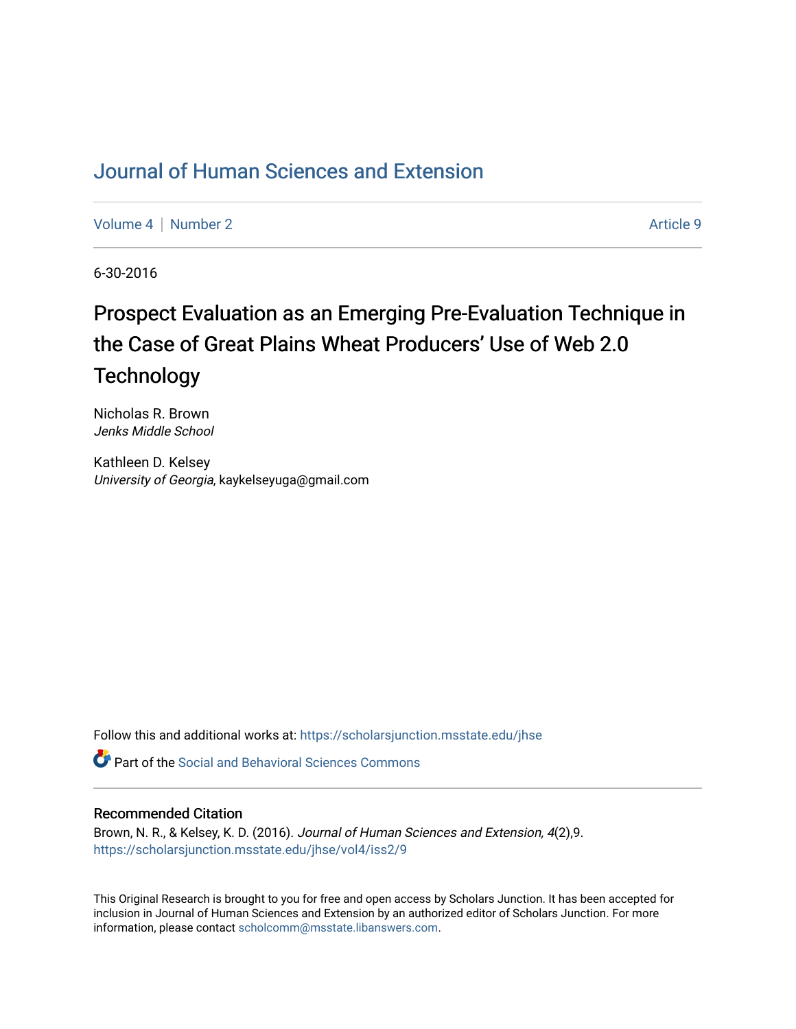# Journal of Human Sciences and Extension

Volume 4 | Number 2 — Article 9

6-30-2016

## Prospect Evaluation as an Emerging Pre-Evaluation Technique in the Case of Great Plains Wheat Producers' Use of Web 2.0 Technology

Nicholas R. Brown
*Jenks Middle School*

Kathleen D. Kelsey
*University of Georgia*, kaykelseyuga@gmail.com

Follow this and additional works at: https://scholarsjunction.msstate.edu/jhse

Part of the Social and Behavioral Sciences Commons

### Recommended Citation

Brown, N. R., & Kelsey, K. D. (2016). *Journal of Human Sciences and Extension, 4*(2),9.
https://scholarsjunction.msstate.edu/jhse/vol4/iss2/9

This Original Research is brought to you for free and open access by Scholars Junction. It has been accepted for inclusion in Journal of Human Sciences and Extension by an authorized editor of Scholars Junction. For more information, please contact scholcomm@msstate.libanswers.com.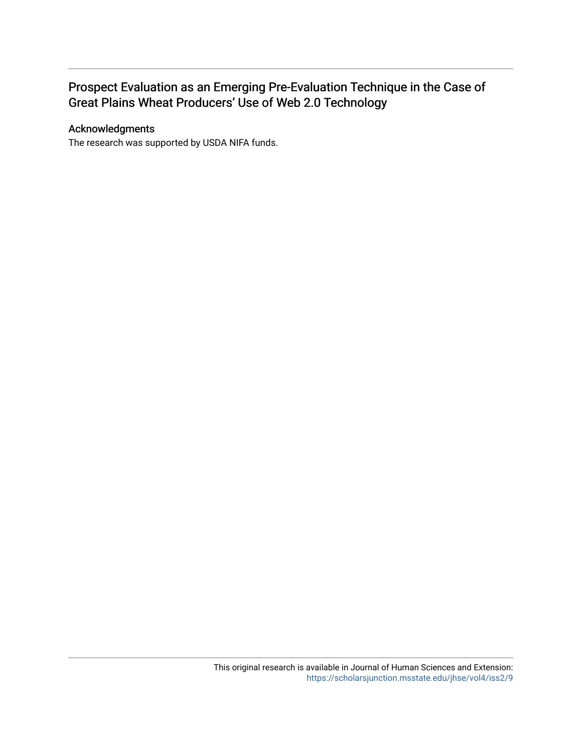# Prospect Evaluation as an Emerging Pre-Evaluation Technique in the Case of Great Plains Wheat Producers' Use of Web 2.0 Technology

## Acknowledgments

The research was supported by USDA NIFA funds.

This original research is available in Journal of Human Sciences and Extension: https://scholarsjunction.msstate.edu/jhse/vol4/iss2/9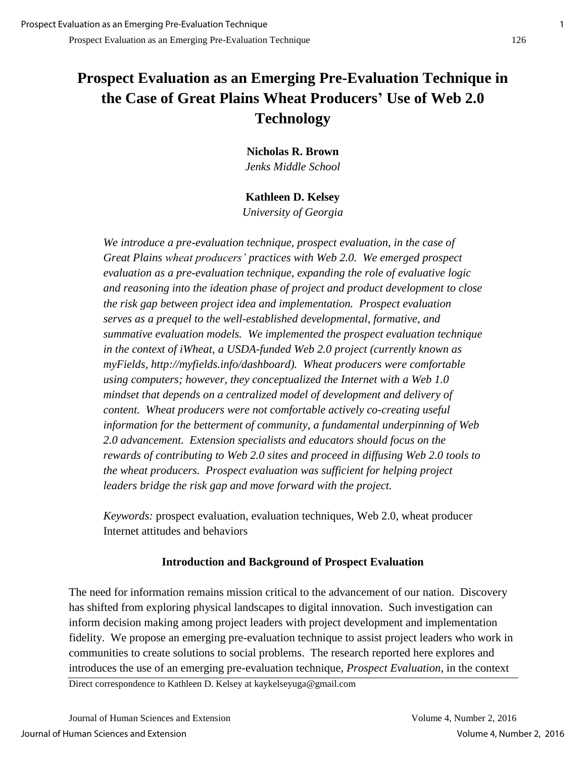# Prospect Evaluation as an Emerging Pre-Evaluation Technique in the Case of Great Plains Wheat Producers' Use of Web 2.0 Technology

**Nicholas R. Brown**
*Jenks Middle School*

**Kathleen D. Kelsey**
*University of Georgia*

*We introduce a pre-evaluation technique, prospect evaluation, in the case of Great Plains wheat producers' practices with Web 2.0. We emerged prospect evaluation as a pre-evaluation technique, expanding the role of evaluative logic and reasoning into the ideation phase of project and product development to close the risk gap between project idea and implementation. Prospect evaluation serves as a prequel to the well-established developmental, formative, and summative evaluation models. We implemented the prospect evaluation technique in the context of iWheat, a USDA-funded Web 2.0 project (currently known as myFields, http://myfields.info/dashboard). Wheat producers were comfortable using computers; however, they conceptualized the Internet with a Web 1.0 mindset that depends on a centralized model of development and delivery of content. Wheat producers were not comfortable actively co-creating useful information for the betterment of community, a fundamental underpinning of Web 2.0 advancement. Extension specialists and educators should focus on the rewards of contributing to Web 2.0 sites and proceed in diffusing Web 2.0 tools to the wheat producers. Prospect evaluation was sufficient for helping project leaders bridge the risk gap and move forward with the project.*

*Keywords:* prospect evaluation, evaluation techniques, Web 2.0, wheat producer Internet attitudes and behaviors

## Introduction and Background of Prospect Evaluation

The need for information remains mission critical to the advancement of our nation. Discovery has shifted from exploring physical landscapes to digital innovation. Such investigation can inform decision making among project leaders with project development and implementation fidelity. We propose an emerging pre-evaluation technique to assist project leaders who work in communities to create solutions to social problems. The research reported here explores and introduces the use of an emerging pre-evaluation technique, *Prospect Evaluation*, in the context

Direct correspondence to Kathleen D. Kelsey at kaykelseyuga@gmail.com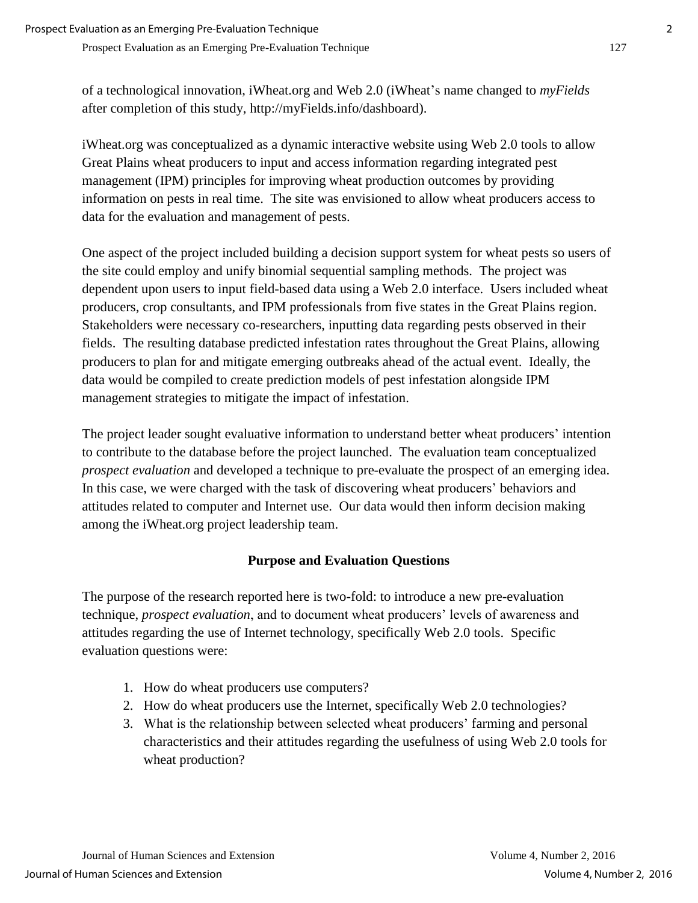of a technological innovation, iWheat.org and Web 2.0 (iWheat's name changed to *myFields* after completion of this study, http://myFields.info/dashboard).

iWheat.org was conceptualized as a dynamic interactive website using Web 2.0 tools to allow Great Plains wheat producers to input and access information regarding integrated pest management (IPM) principles for improving wheat production outcomes by providing information on pests in real time. The site was envisioned to allow wheat producers access to data for the evaluation and management of pests.

One aspect of the project included building a decision support system for wheat pests so users of the site could employ and unify binomial sequential sampling methods. The project was dependent upon users to input field-based data using a Web 2.0 interface. Users included wheat producers, crop consultants, and IPM professionals from five states in the Great Plains region. Stakeholders were necessary co-researchers, inputting data regarding pests observed in their fields. The resulting database predicted infestation rates throughout the Great Plains, allowing producers to plan for and mitigate emerging outbreaks ahead of the actual event. Ideally, the data would be compiled to create prediction models of pest infestation alongside IPM management strategies to mitigate the impact of infestation.

The project leader sought evaluative information to understand better wheat producers' intention to contribute to the database before the project launched. The evaluation team conceptualized *prospect evaluation* and developed a technique to pre-evaluate the prospect of an emerging idea. In this case, we were charged with the task of discovering wheat producers' behaviors and attitudes related to computer and Internet use. Our data would then inform decision making among the iWheat.org project leadership team.

## Purpose and Evaluation Questions

The purpose of the research reported here is two-fold: to introduce a new pre-evaluation technique, *prospect evaluation*, and to document wheat producers' levels of awareness and attitudes regarding the use of Internet technology, specifically Web 2.0 tools. Specific evaluation questions were:

1. How do wheat producers use computers?
2. How do wheat producers use the Internet, specifically Web 2.0 technologies?
3. What is the relationship between selected wheat producers' farming and personal characteristics and their attitudes regarding the usefulness of using Web 2.0 tools for wheat production?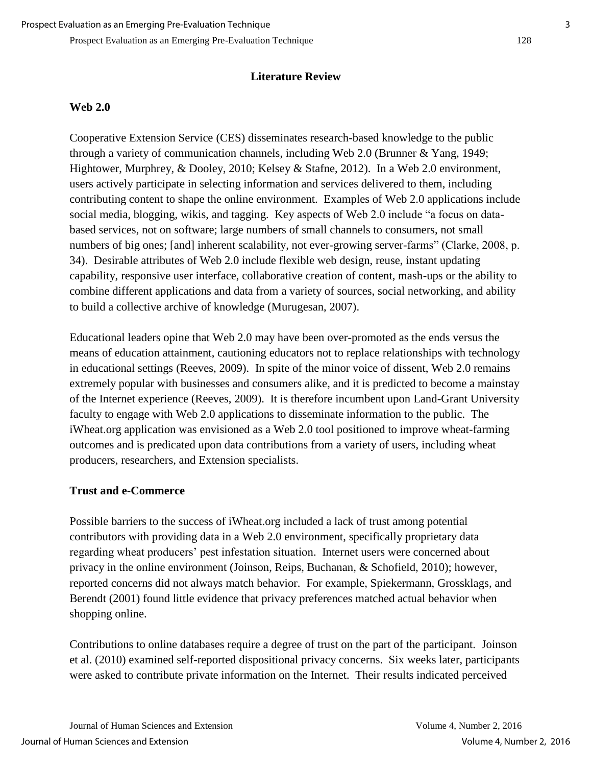## Literature Review

### Web 2.0

Cooperative Extension Service (CES) disseminates research-based knowledge to the public through a variety of communication channels, including Web 2.0 (Brunner & Yang, 1949; Hightower, Murphrey, & Dooley, 2010; Kelsey & Stafne, 2012). In a Web 2.0 environment, users actively participate in selecting information and services delivered to them, including contributing content to shape the online environment. Examples of Web 2.0 applications include social media, blogging, wikis, and tagging. Key aspects of Web 2.0 include "a focus on data-based services, not on software; large numbers of small channels to consumers, not small numbers of big ones; [and] inherent scalability, not ever-growing server-farms" (Clarke, 2008, p. 34). Desirable attributes of Web 2.0 include flexible web design, reuse, instant updating capability, responsive user interface, collaborative creation of content, mash-ups or the ability to combine different applications and data from a variety of sources, social networking, and ability to build a collective archive of knowledge (Murugesan, 2007).

Educational leaders opine that Web 2.0 may have been over-promoted as the ends versus the means of education attainment, cautioning educators not to replace relationships with technology in educational settings (Reeves, 2009). In spite of the minor voice of dissent, Web 2.0 remains extremely popular with businesses and consumers alike, and it is predicted to become a mainstay of the Internet experience (Reeves, 2009). It is therefore incumbent upon Land-Grant University faculty to engage with Web 2.0 applications to disseminate information to the public. The iWheat.org application was envisioned as a Web 2.0 tool positioned to improve wheat-farming outcomes and is predicated upon data contributions from a variety of users, including wheat producers, researchers, and Extension specialists.

### Trust and e-Commerce

Possible barriers to the success of iWheat.org included a lack of trust among potential contributors with providing data in a Web 2.0 environment, specifically proprietary data regarding wheat producers' pest infestation situation. Internet users were concerned about privacy in the online environment (Joinson, Reips, Buchanan, & Schofield, 2010); however, reported concerns did not always match behavior. For example, Spiekermann, Grossklags, and Berendt (2001) found little evidence that privacy preferences matched actual behavior when shopping online.

Contributions to online databases require a degree of trust on the part of the participant. Joinson et al. (2010) examined self-reported dispositional privacy concerns. Six weeks later, participants were asked to contribute private information on the Internet. Their results indicated perceived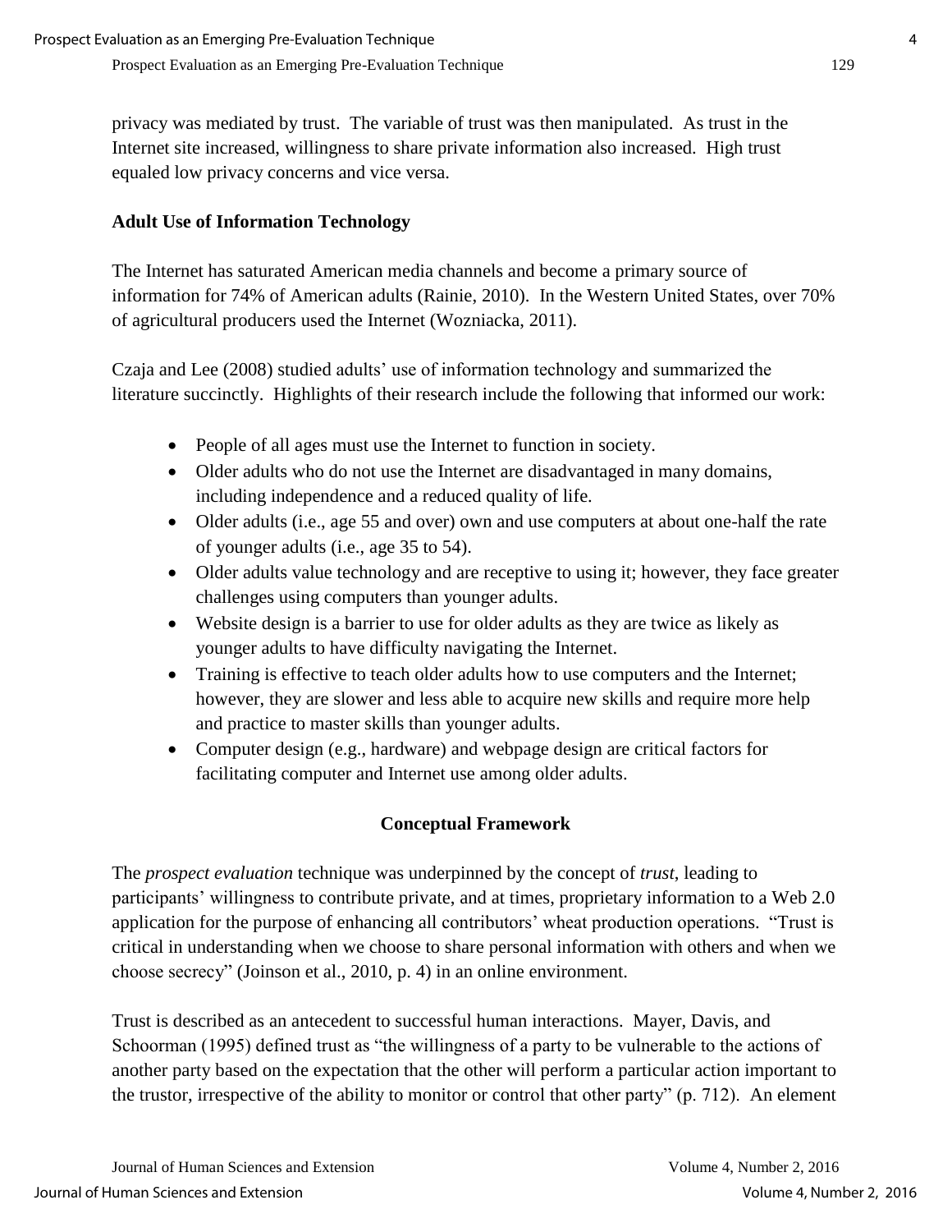privacy was mediated by trust. The variable of trust was then manipulated. As trust in the Internet site increased, willingness to share private information also increased. High trust equaled low privacy concerns and vice versa.

### Adult Use of Information Technology

The Internet has saturated American media channels and become a primary source of information for 74% of American adults (Rainie, 2010). In the Western United States, over 70% of agricultural producers used the Internet (Wozniacka, 2011).

Czaja and Lee (2008) studied adults' use of information technology and summarized the literature succinctly. Highlights of their research include the following that informed our work:

- People of all ages must use the Internet to function in society.
- Older adults who do not use the Internet are disadvantaged in many domains, including independence and a reduced quality of life.
- Older adults (i.e., age 55 and over) own and use computers at about one-half the rate of younger adults (i.e., age 35 to 54).
- Older adults value technology and are receptive to using it; however, they face greater challenges using computers than younger adults.
- Website design is a barrier to use for older adults as they are twice as likely as younger adults to have difficulty navigating the Internet.
- Training is effective to teach older adults how to use computers and the Internet; however, they are slower and less able to acquire new skills and require more help and practice to master skills than younger adults.
- Computer design (e.g., hardware) and webpage design are critical factors for facilitating computer and Internet use among older adults.

## Conceptual Framework

The *prospect evaluation* technique was underpinned by the concept of *trust*, leading to participants' willingness to contribute private, and at times, proprietary information to a Web 2.0 application for the purpose of enhancing all contributors' wheat production operations. "Trust is critical in understanding when we choose to share personal information with others and when we choose secrecy" (Joinson et al., 2010, p. 4) in an online environment.

Trust is described as an antecedent to successful human interactions. Mayer, Davis, and Schoorman (1995) defined trust as "the willingness of a party to be vulnerable to the actions of another party based on the expectation that the other will perform a particular action important to the trustor, irrespective of the ability to monitor or control that other party" (p. 712). An element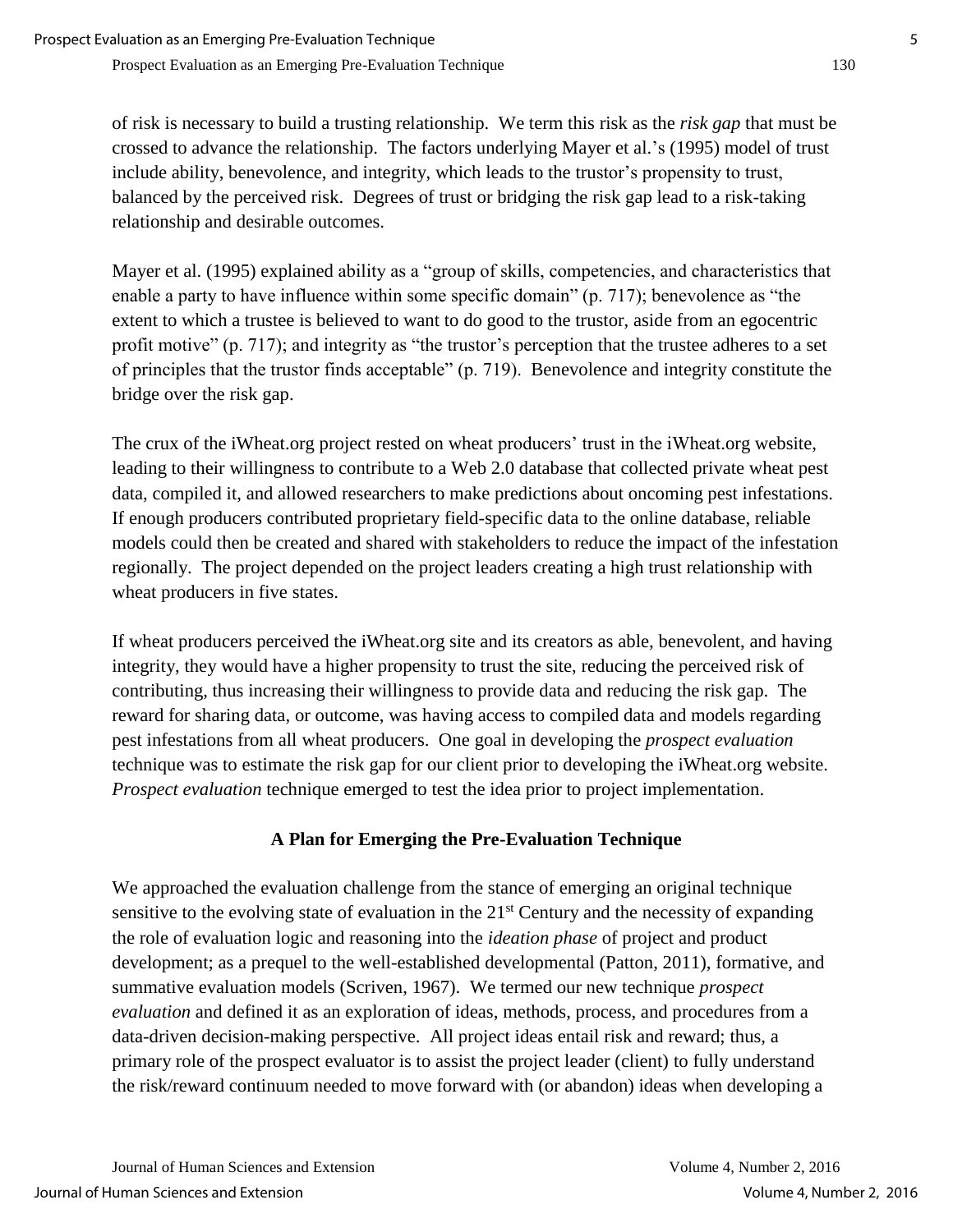of risk is necessary to build a trusting relationship. We term this risk as the *risk gap* that must be crossed to advance the relationship. The factors underlying Mayer et al.'s (1995) model of trust include ability, benevolence, and integrity, which leads to the trustor's propensity to trust, balanced by the perceived risk. Degrees of trust or bridging the risk gap lead to a risk-taking relationship and desirable outcomes.

Mayer et al. (1995) explained ability as a "group of skills, competencies, and characteristics that enable a party to have influence within some specific domain" (p. 717); benevolence as "the extent to which a trustee is believed to want to do good to the trustor, aside from an egocentric profit motive" (p. 717); and integrity as "the trustor's perception that the trustee adheres to a set of principles that the trustor finds acceptable" (p. 719). Benevolence and integrity constitute the bridge over the risk gap.

The crux of the iWheat.org project rested on wheat producers' trust in the iWheat.org website, leading to their willingness to contribute to a Web 2.0 database that collected private wheat pest data, compiled it, and allowed researchers to make predictions about oncoming pest infestations. If enough producers contributed proprietary field-specific data to the online database, reliable models could then be created and shared with stakeholders to reduce the impact of the infestation regionally. The project depended on the project leaders creating a high trust relationship with wheat producers in five states.

If wheat producers perceived the iWheat.org site and its creators as able, benevolent, and having integrity, they would have a higher propensity to trust the site, reducing the perceived risk of contributing, thus increasing their willingness to provide data and reducing the risk gap. The reward for sharing data, or outcome, was having access to compiled data and models regarding pest infestations from all wheat producers. One goal in developing the *prospect evaluation* technique was to estimate the risk gap for our client prior to developing the iWheat.org website. *Prospect evaluation* technique emerged to test the idea prior to project implementation.

## A Plan for Emerging the Pre-Evaluation Technique

We approached the evaluation challenge from the stance of emerging an original technique sensitive to the evolving state of evaluation in the 21st Century and the necessity of expanding the role of evaluation logic and reasoning into the *ideation phase* of project and product development; as a prequel to the well-established developmental (Patton, 2011), formative, and summative evaluation models (Scriven, 1967). We termed our new technique *prospect evaluation* and defined it as an exploration of ideas, methods, process, and procedures from a data-driven decision-making perspective. All project ideas entail risk and reward; thus, a primary role of the prospect evaluator is to assist the project leader (client) to fully understand the risk/reward continuum needed to move forward with (or abandon) ideas when developing a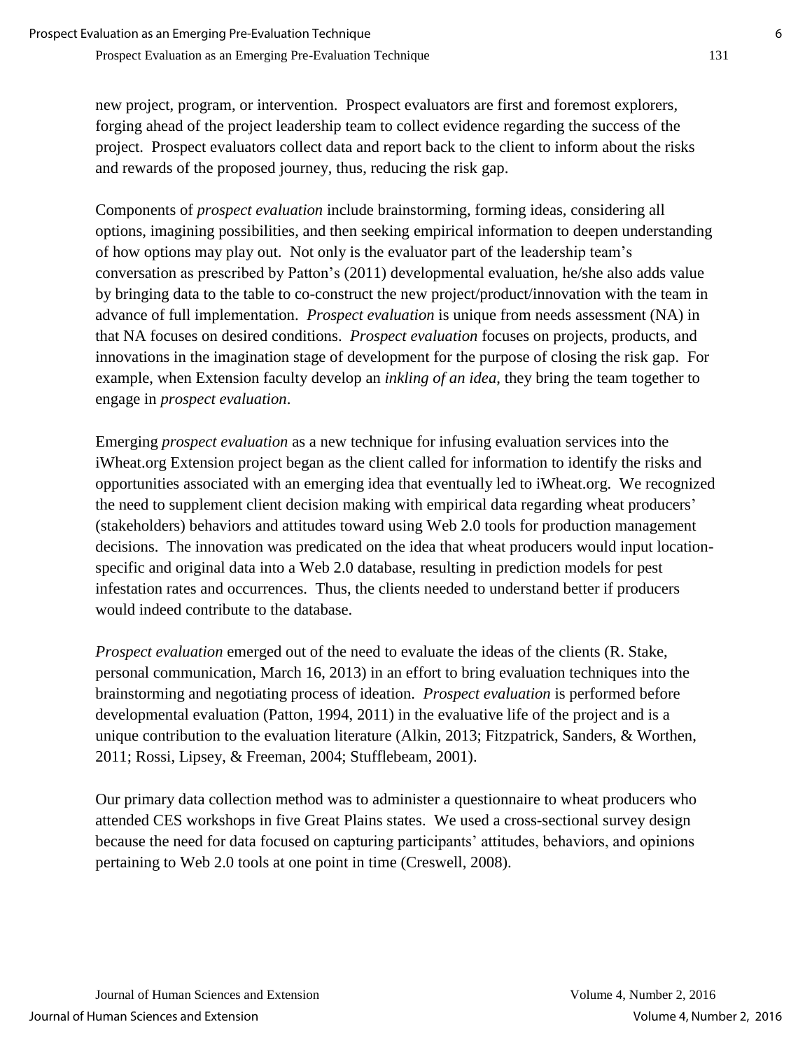new project, program, or intervention. Prospect evaluators are first and foremost explorers, forging ahead of the project leadership team to collect evidence regarding the success of the project. Prospect evaluators collect data and report back to the client to inform about the risks and rewards of the proposed journey, thus, reducing the risk gap.

Components of *prospect evaluation* include brainstorming, forming ideas, considering all options, imagining possibilities, and then seeking empirical information to deepen understanding of how options may play out. Not only is the evaluator part of the leadership team's conversation as prescribed by Patton's (2011) developmental evaluation, he/she also adds value by bringing data to the table to co-construct the new project/product/innovation with the team in advance of full implementation. *Prospect evaluation* is unique from needs assessment (NA) in that NA focuses on desired conditions. *Prospect evaluation* focuses on projects, products, and innovations in the imagination stage of development for the purpose of closing the risk gap. For example, when Extension faculty develop an *inkling of an idea*, they bring the team together to engage in *prospect evaluation*.

Emerging *prospect evaluation* as a new technique for infusing evaluation services into the iWheat.org Extension project began as the client called for information to identify the risks and opportunities associated with an emerging idea that eventually led to iWheat.org. We recognized the need to supplement client decision making with empirical data regarding wheat producers' (stakeholders) behaviors and attitudes toward using Web 2.0 tools for production management decisions. The innovation was predicated on the idea that wheat producers would input location-specific and original data into a Web 2.0 database, resulting in prediction models for pest infestation rates and occurrences. Thus, the clients needed to understand better if producers would indeed contribute to the database.

*Prospect evaluation* emerged out of the need to evaluate the ideas of the clients (R. Stake, personal communication, March 16, 2013) in an effort to bring evaluation techniques into the brainstorming and negotiating process of ideation. *Prospect evaluation* is performed before developmental evaluation (Patton, 1994, 2011) in the evaluative life of the project and is a unique contribution to the evaluation literature (Alkin, 2013; Fitzpatrick, Sanders, & Worthen, 2011; Rossi, Lipsey, & Freeman, 2004; Stufflebeam, 2001).

Our primary data collection method was to administer a questionnaire to wheat producers who attended CES workshops in five Great Plains states. We used a cross-sectional survey design because the need for data focused on capturing participants' attitudes, behaviors, and opinions pertaining to Web 2.0 tools at one point in time (Creswell, 2008).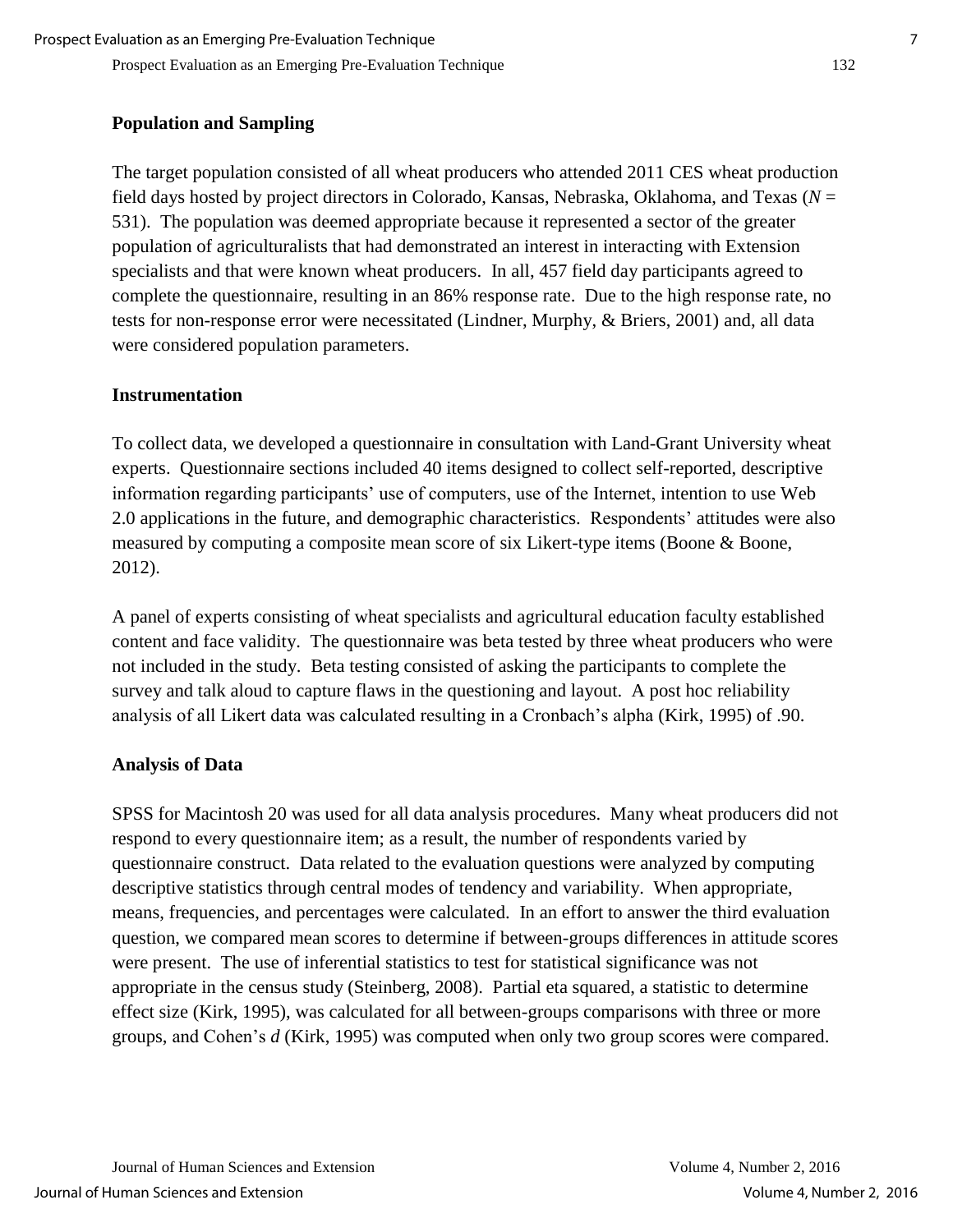### Population and Sampling

The target population consisted of all wheat producers who attended 2011 CES wheat production field days hosted by project directors in Colorado, Kansas, Nebraska, Oklahoma, and Texas (*N* = 531). The population was deemed appropriate because it represented a sector of the greater population of agriculturalists that had demonstrated an interest in interacting with Extension specialists and that were known wheat producers. In all, 457 field day participants agreed to complete the questionnaire, resulting in an 86% response rate. Due to the high response rate, no tests for non-response error were necessitated (Lindner, Murphy, & Briers, 2001) and, all data were considered population parameters.

### Instrumentation

To collect data, we developed a questionnaire in consultation with Land-Grant University wheat experts. Questionnaire sections included 40 items designed to collect self-reported, descriptive information regarding participants' use of computers, use of the Internet, intention to use Web 2.0 applications in the future, and demographic characteristics. Respondents' attitudes were also measured by computing a composite mean score of six Likert-type items (Boone & Boone, 2012).

A panel of experts consisting of wheat specialists and agricultural education faculty established content and face validity. The questionnaire was beta tested by three wheat producers who were not included in the study. Beta testing consisted of asking the participants to complete the survey and talk aloud to capture flaws in the questioning and layout. A post hoc reliability analysis of all Likert data was calculated resulting in a Cronbach's alpha (Kirk, 1995) of .90.

### Analysis of Data

SPSS for Macintosh 20 was used for all data analysis procedures. Many wheat producers did not respond to every questionnaire item; as a result, the number of respondents varied by questionnaire construct. Data related to the evaluation questions were analyzed by computing descriptive statistics through central modes of tendency and variability. When appropriate, means, frequencies, and percentages were calculated. In an effort to answer the third evaluation question, we compared mean scores to determine if between-groups differences in attitude scores were present. The use of inferential statistics to test for statistical significance was not appropriate in the census study (Steinberg, 2008). Partial eta squared, a statistic to determine effect size (Kirk, 1995), was calculated for all between-groups comparisons with three or more groups, and Cohen's *d* (Kirk, 1995) was computed when only two group scores were compared.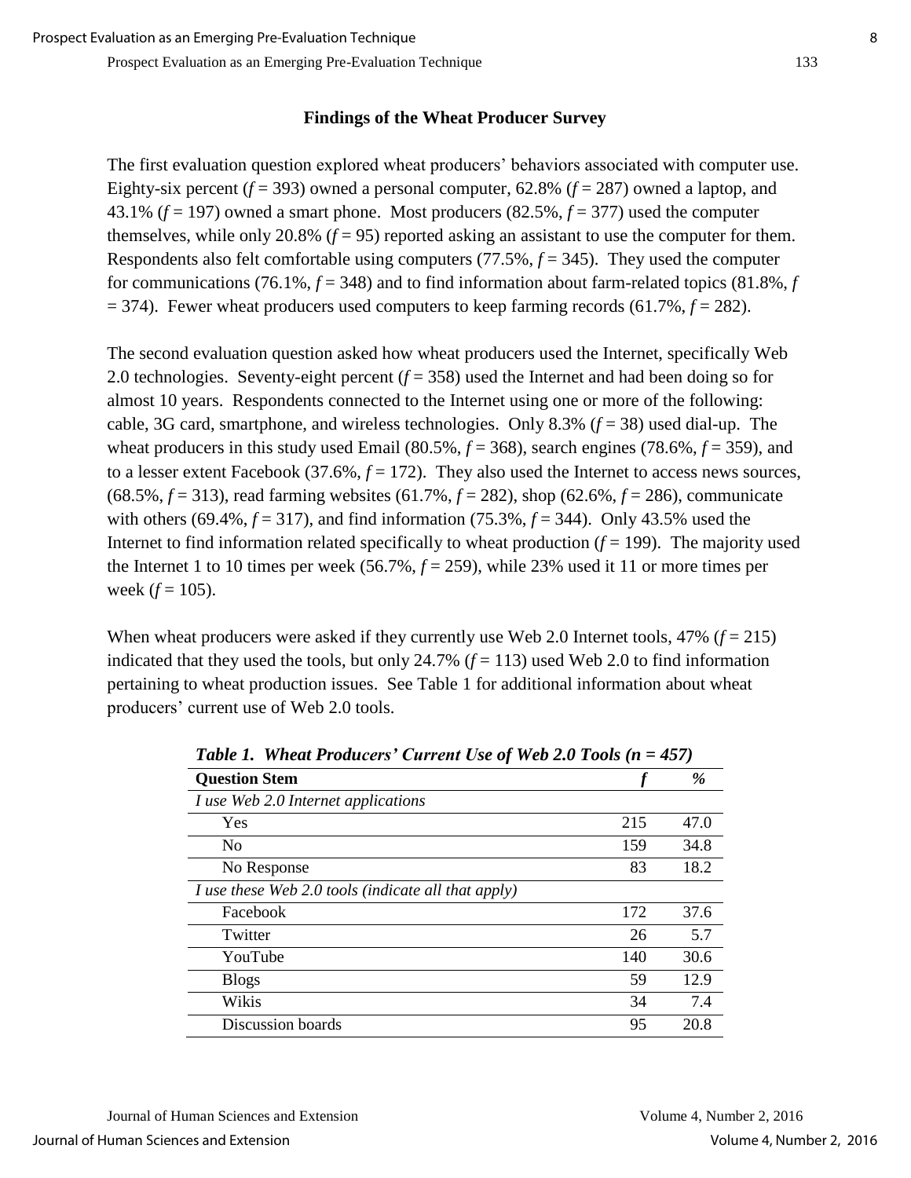## Findings of the Wheat Producer Survey

The first evaluation question explored wheat producers' behaviors associated with computer use. Eighty-six percent (*f* = 393) owned a personal computer, 62.8% (*f* = 287) owned a laptop, and 43.1% (*f* = 197) owned a smart phone. Most producers (82.5%, *f* = 377) used the computer themselves, while only 20.8% (*f* = 95) reported asking an assistant to use the computer for them. Respondents also felt comfortable using computers (77.5%, *f* = 345). They used the computer for communications (76.1%, *f* = 348) and to find information about farm-related topics (81.8%, *f* = 374). Fewer wheat producers used computers to keep farming records (61.7%, *f* = 282).

The second evaluation question asked how wheat producers used the Internet, specifically Web 2.0 technologies. Seventy-eight percent (*f* = 358) used the Internet and had been doing so for almost 10 years. Respondents connected to the Internet using one or more of the following: cable, 3G card, smartphone, and wireless technologies. Only 8.3% (*f* = 38) used dial-up. The wheat producers in this study used Email (80.5%, *f* = 368), search engines (78.6%, *f* = 359), and to a lesser extent Facebook (37.6%, *f* = 172). They also used the Internet to access news sources, (68.5%, *f* = 313), read farming websites (61.7%, *f* = 282), shop (62.6%, *f* = 286), communicate with others (69.4%, *f* = 317), and find information (75.3%, *f* = 344). Only 43.5% used the Internet to find information related specifically to wheat production (*f* = 199). The majority used the Internet 1 to 10 times per week (56.7%, *f* = 259), while 23% used it 11 or more times per week (*f* = 105).

When wheat producers were asked if they currently use Web 2.0 Internet tools, 47% (*f* = 215) indicated that they used the tools, but only 24.7% (*f* = 113) used Web 2.0 to find information pertaining to wheat production issues. See Table 1 for additional information about wheat producers' current use of Web 2.0 tools.

***Table 1. Wheat Producers' Current Use of Web 2.0 Tools (n = 457)***

| Question Stem | *f* | *%* |
|---|---|---|
| *I use Web 2.0 Internet applications* | | |
| Yes | 215 | 47.0 |
| No | 159 | 34.8 |
| No Response | 83 | 18.2 |
| *I use these Web 2.0 tools (indicate all that apply)* | | |
| Facebook | 172 | 37.6 |
| Twitter | 26 | 5.7 |
| YouTube | 140 | 30.6 |
| Blogs | 59 | 12.9 |
| Wikis | 34 | 7.4 |
| Discussion boards | 95 | 20.8 |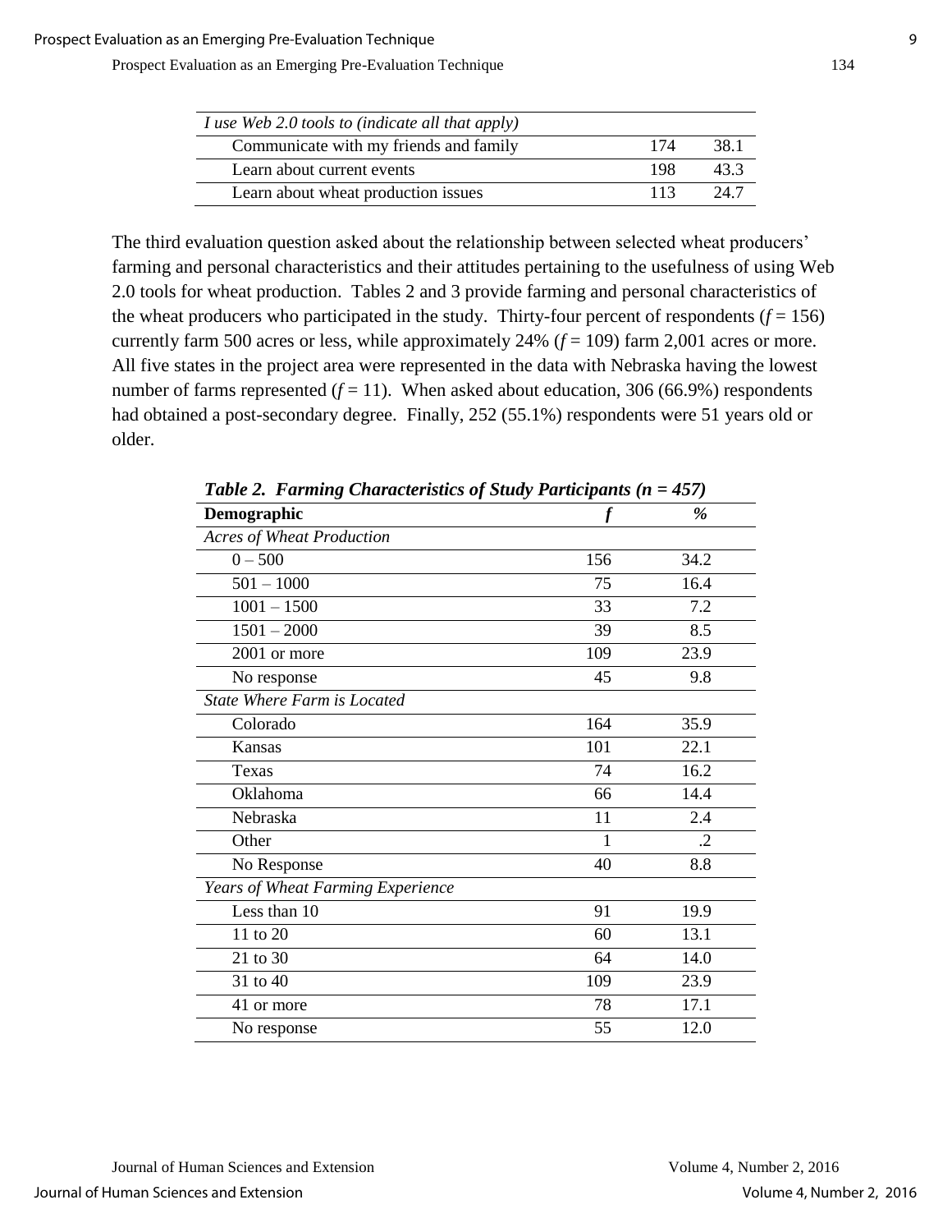| | | |
|---|---|---|
| *I use Web 2.0 tools to (indicate all that apply)* | | |
| Communicate with my friends and family | 174 | 38.1 |
| Learn about current events | 198 | 43.3 |
| Learn about wheat production issues | 113 | 24.7 |

The third evaluation question asked about the relationship between selected wheat producers' farming and personal characteristics and their attitudes pertaining to the usefulness of using Web 2.0 tools for wheat production. Tables 2 and 3 provide farming and personal characteristics of the wheat producers who participated in the study. Thirty-four percent of respondents ($f$ = 156) currently farm 500 acres or less, while approximately 24% ($f$ = 109) farm 2,001 acres or more. All five states in the project area were represented in the data with Nebraska having the lowest number of farms represented ($f$ = 11). When asked about education, 306 (66.9%) respondents had obtained a post-secondary degree. Finally, 252 (55.1%) respondents were 51 years old or older.

***Table 2. Farming Characteristics of Study Participants (n = 457)***

| **Demographic** | ***f*** | ***%*** |
|---|---|---|
| *Acres of Wheat Production* | | |
| 0 – 500 | 156 | 34.2 |
| 501 – 1000 | 75 | 16.4 |
| 1001 – 1500 | 33 | 7.2 |
| 1501 – 2000 | 39 | 8.5 |
| 2001 or more | 109 | 23.9 |
| No response | 45 | 9.8 |
| *State Where Farm is Located* | | |
| Colorado | 164 | 35.9 |
| Kansas | 101 | 22.1 |
| Texas | 74 | 16.2 |
| Oklahoma | 66 | 14.4 |
| Nebraska | 11 | 2.4 |
| Other | 1 | .2 |
| No Response | 40 | 8.8 |
| *Years of Wheat Farming Experience* | | |
| Less than 10 | 91 | 19.9 |
| 11 to 20 | 60 | 13.1 |
| 21 to 30 | 64 | 14.0 |
| 31 to 40 | 109 | 23.9 |
| 41 or more | 78 | 17.1 |
| No response | 55 | 12.0 |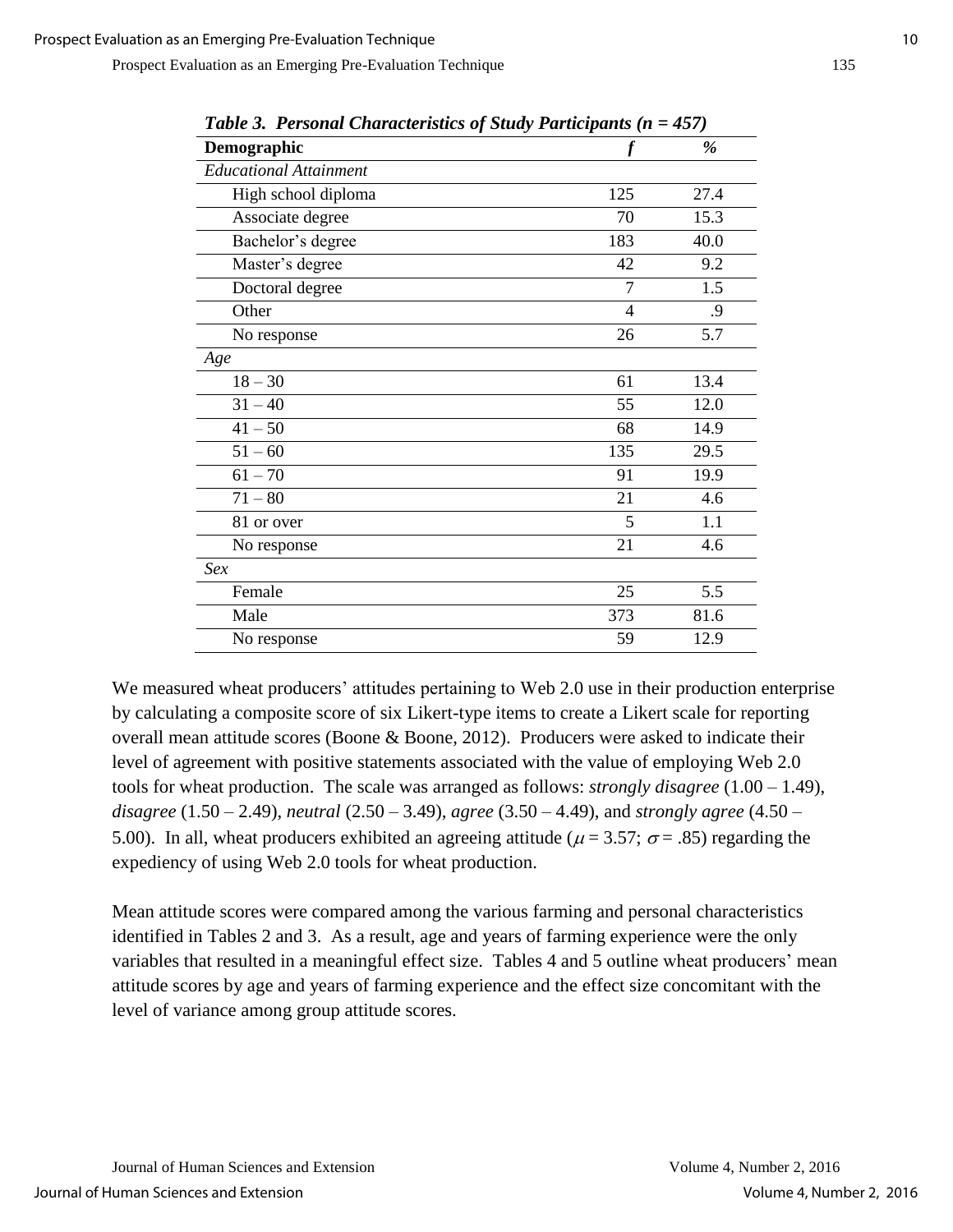*Table 3. Personal Characteristics of Study Participants (n = 457)*

| Demographic | *f* | *%* |
|---|---|---|
| *Educational Attainment* | | |
| High school diploma | 125 | 27.4 |
| Associate degree | 70 | 15.3 |
| Bachelor's degree | 183 | 40.0 |
| Master's degree | 42 | 9.2 |
| Doctoral degree | 7 | 1.5 |
| Other | 4 | .9 |
| No response | 26 | 5.7 |
| *Age* | | |
| 18 – 30 | 61 | 13.4 |
| 31 – 40 | 55 | 12.0 |
| 41 – 50 | 68 | 14.9 |
| 51 – 60 | 135 | 29.5 |
| 61 – 70 | 91 | 19.9 |
| 71 – 80 | 21 | 4.6 |
| 81 or over | 5 | 1.1 |
| No response | 21 | 4.6 |
| *Sex* | | |
| Female | 25 | 5.5 |
| Male | 373 | 81.6 |
| No response | 59 | 12.9 |

We measured wheat producers' attitudes pertaining to Web 2.0 use in their production enterprise by calculating a composite score of six Likert-type items to create a Likert scale for reporting overall mean attitude scores (Boone & Boone, 2012). Producers were asked to indicate their level of agreement with positive statements associated with the value of employing Web 2.0 tools for wheat production. The scale was arranged as follows: *strongly disagree* (1.00 – 1.49), *disagree* (1.50 – 2.49), *neutral* (2.50 – 3.49), *agree* (3.50 – 4.49), and *strongly agree* (4.50 – 5.00). In all, wheat producers exhibited an agreeing attitude ($\mu = 3.57$; $\sigma = .85$) regarding the expediency of using Web 2.0 tools for wheat production.

Mean attitude scores were compared among the various farming and personal characteristics identified in Tables 2 and 3. As a result, age and years of farming experience were the only variables that resulted in a meaningful effect size. Tables 4 and 5 outline wheat producers' mean attitude scores by age and years of farming experience and the effect size concomitant with the level of variance among group attitude scores.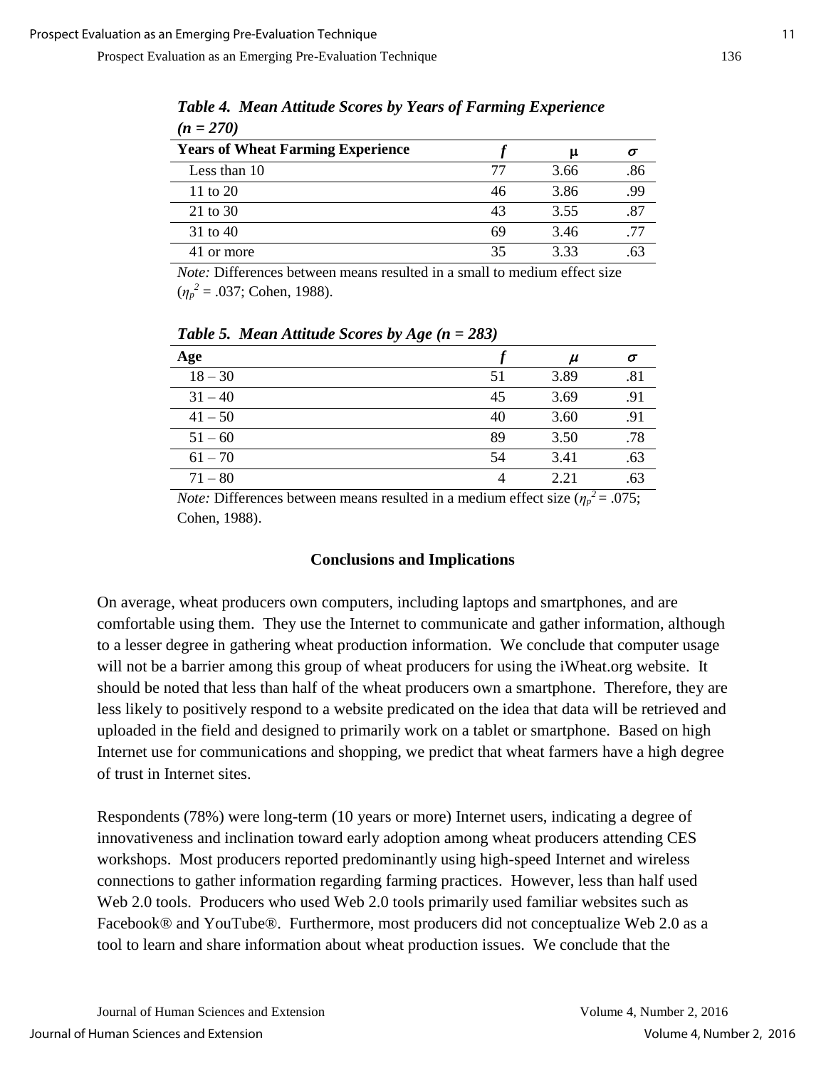***Table 4. Mean Attitude Scores by Years of Farming Experience (n = 270)***

| Years of Wheat Farming Experience | *f* | μ | σ |
|---|---|---|---|
| Less than 10 | 77 | 3.66 | .86 |
| 11 to 20 | 46 | 3.86 | .99 |
| 21 to 30 | 43 | 3.55 | .87 |
| 31 to 40 | 69 | 3.46 | .77 |
| 41 or more | 35 | 3.33 | .63 |

*Note:* Differences between means resulted in a small to medium effect size ($\eta_p^2$ = .037; Cohen, 1988).

***Table 5. Mean Attitude Scores by Age (n = 283)***

| Age | *f* | *μ* | *σ* |
|---|---|---|---|
| 18 – 30 | 51 | 3.89 | .81 |
| 31 – 40 | 45 | 3.69 | .91 |
| 41 – 50 | 40 | 3.60 | .91 |
| 51 – 60 | 89 | 3.50 | .78 |
| 61 – 70 | 54 | 3.41 | .63 |
| 71 – 80 | 4 | 2.21 | .63 |

*Note:* Differences between means resulted in a medium effect size ($\eta_p^2$ = .075; Cohen, 1988).

## Conclusions and Implications

On average, wheat producers own computers, including laptops and smartphones, and are comfortable using them. They use the Internet to communicate and gather information, although to a lesser degree in gathering wheat production information. We conclude that computer usage will not be a barrier among this group of wheat producers for using the iWheat.org website. It should be noted that less than half of the wheat producers own a smartphone. Therefore, they are less likely to positively respond to a website predicated on the idea that data will be retrieved and uploaded in the field and designed to primarily work on a tablet or smartphone. Based on high Internet use for communications and shopping, we predict that wheat farmers have a high degree of trust in Internet sites.

Respondents (78%) were long-term (10 years or more) Internet users, indicating a degree of innovativeness and inclination toward early adoption among wheat producers attending CES workshops. Most producers reported predominantly using high-speed Internet and wireless connections to gather information regarding farming practices. However, less than half used Web 2.0 tools. Producers who used Web 2.0 tools primarily used familiar websites such as Facebook® and YouTube®. Furthermore, most producers did not conceptualize Web 2.0 as a tool to learn and share information about wheat production issues. We conclude that the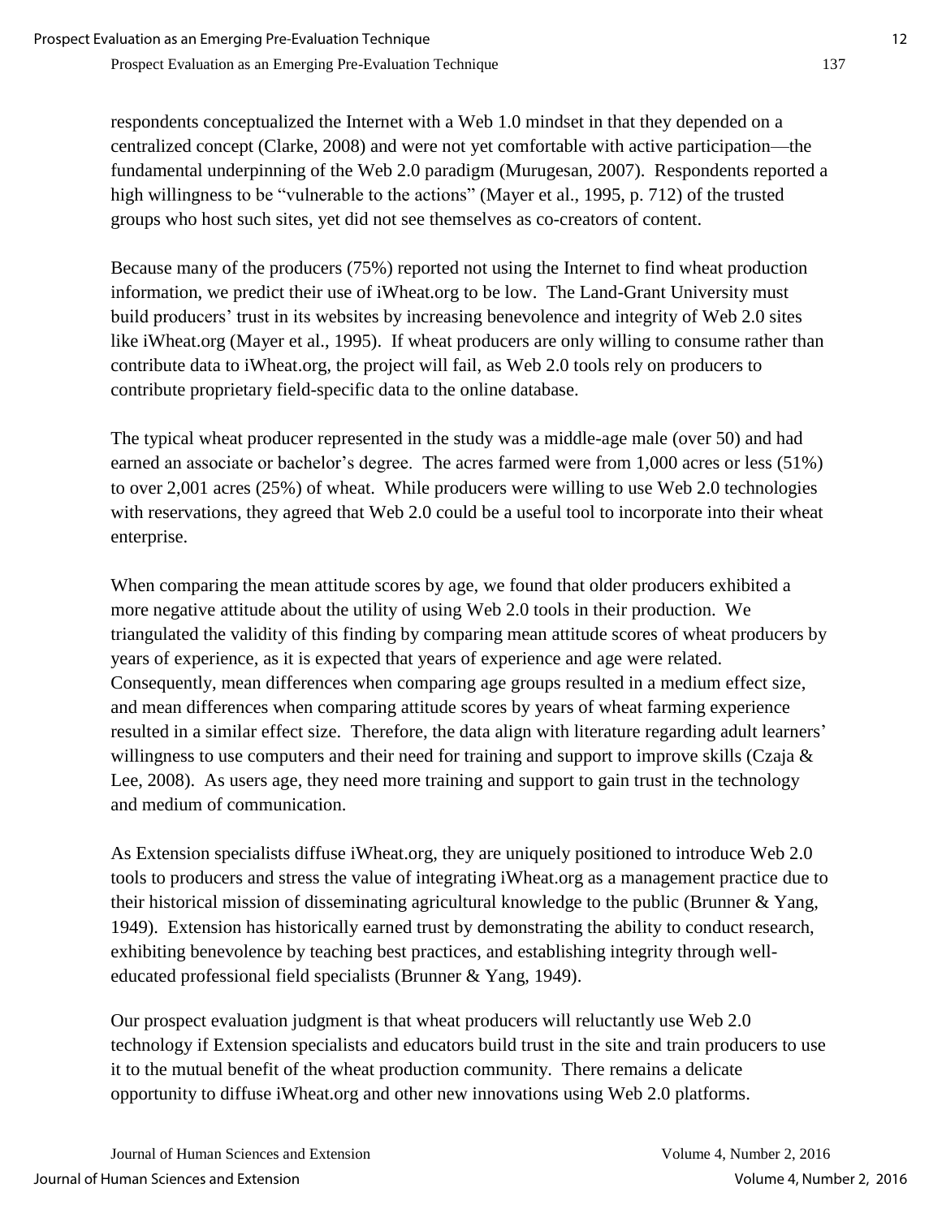respondents conceptualized the Internet with a Web 1.0 mindset in that they depended on a centralized concept (Clarke, 2008) and were not yet comfortable with active participation—the fundamental underpinning of the Web 2.0 paradigm (Murugesan, 2007). Respondents reported a high willingness to be "vulnerable to the actions" (Mayer et al., 1995, p. 712) of the trusted groups who host such sites, yet did not see themselves as co-creators of content.

Because many of the producers (75%) reported not using the Internet to find wheat production information, we predict their use of iWheat.org to be low. The Land-Grant University must build producers' trust in its websites by increasing benevolence and integrity of Web 2.0 sites like iWheat.org (Mayer et al., 1995). If wheat producers are only willing to consume rather than contribute data to iWheat.org, the project will fail, as Web 2.0 tools rely on producers to contribute proprietary field-specific data to the online database.

The typical wheat producer represented in the study was a middle-age male (over 50) and had earned an associate or bachelor's degree. The acres farmed were from 1,000 acres or less (51%) to over 2,001 acres (25%) of wheat. While producers were willing to use Web 2.0 technologies with reservations, they agreed that Web 2.0 could be a useful tool to incorporate into their wheat enterprise.

When comparing the mean attitude scores by age, we found that older producers exhibited a more negative attitude about the utility of using Web 2.0 tools in their production. We triangulated the validity of this finding by comparing mean attitude scores of wheat producers by years of experience, as it is expected that years of experience and age were related. Consequently, mean differences when comparing age groups resulted in a medium effect size, and mean differences when comparing attitude scores by years of wheat farming experience resulted in a similar effect size. Therefore, the data align with literature regarding adult learners' willingness to use computers and their need for training and support to improve skills (Czaja & Lee, 2008). As users age, they need more training and support to gain trust in the technology and medium of communication.

As Extension specialists diffuse iWheat.org, they are uniquely positioned to introduce Web 2.0 tools to producers and stress the value of integrating iWheat.org as a management practice due to their historical mission of disseminating agricultural knowledge to the public (Brunner & Yang, 1949). Extension has historically earned trust by demonstrating the ability to conduct research, exhibiting benevolence by teaching best practices, and establishing integrity through well-educated professional field specialists (Brunner & Yang, 1949).

Our prospect evaluation judgment is that wheat producers will reluctantly use Web 2.0 technology if Extension specialists and educators build trust in the site and train producers to use it to the mutual benefit of the wheat production community. There remains a delicate opportunity to diffuse iWheat.org and other new innovations using Web 2.0 platforms.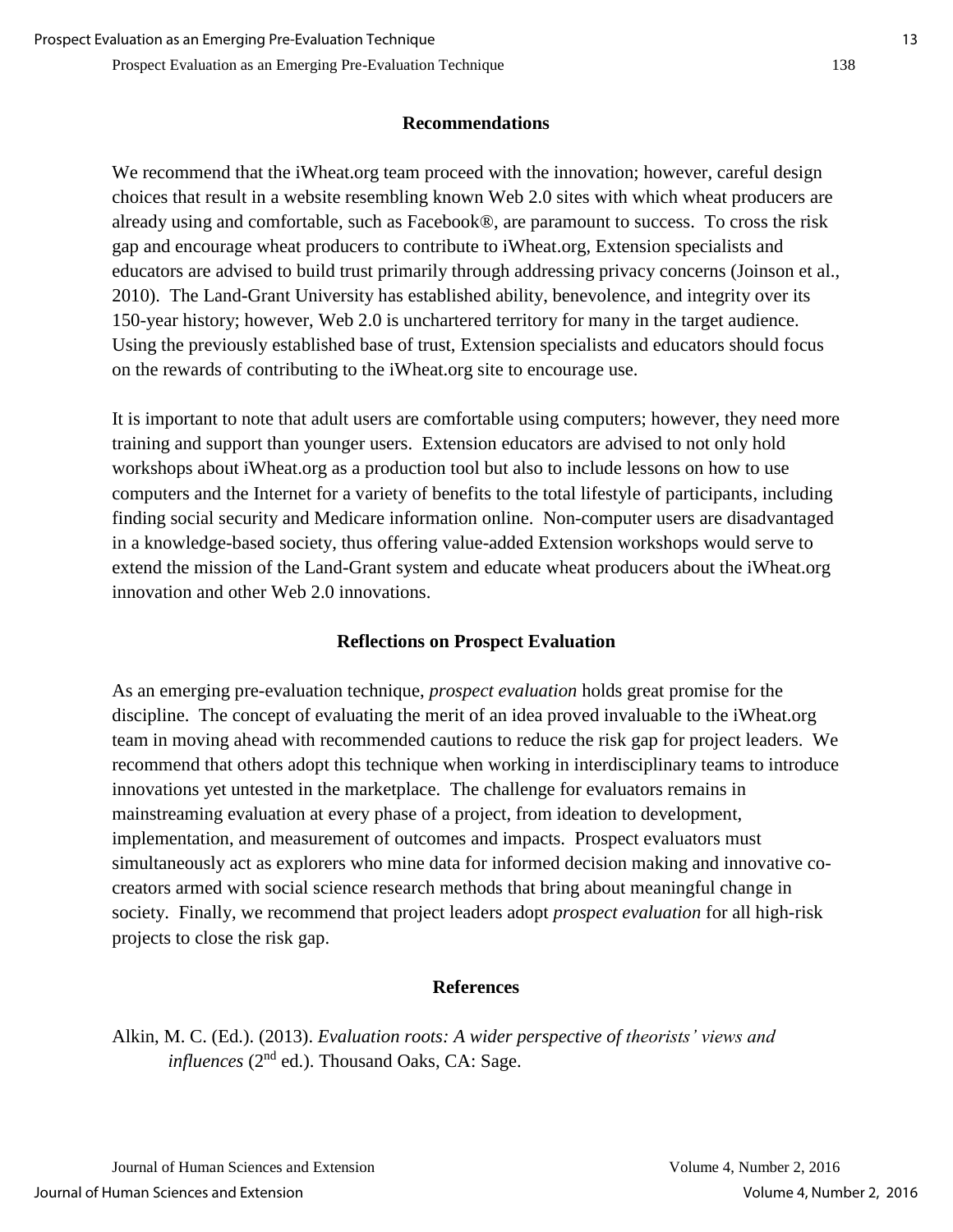## Recommendations

We recommend that the iWheat.org team proceed with the innovation; however, careful design choices that result in a website resembling known Web 2.0 sites with which wheat producers are already using and comfortable, such as Facebook®, are paramount to success. To cross the risk gap and encourage wheat producers to contribute to iWheat.org, Extension specialists and educators are advised to build trust primarily through addressing privacy concerns (Joinson et al., 2010). The Land-Grant University has established ability, benevolence, and integrity over its 150-year history; however, Web 2.0 is unchartered territory for many in the target audience. Using the previously established base of trust, Extension specialists and educators should focus on the rewards of contributing to the iWheat.org site to encourage use.

It is important to note that adult users are comfortable using computers; however, they need more training and support than younger users. Extension educators are advised to not only hold workshops about iWheat.org as a production tool but also to include lessons on how to use computers and the Internet for a variety of benefits to the total lifestyle of participants, including finding social security and Medicare information online. Non-computer users are disadvantaged in a knowledge-based society, thus offering value-added Extension workshops would serve to extend the mission of the Land-Grant system and educate wheat producers about the iWheat.org innovation and other Web 2.0 innovations.

## Reflections on Prospect Evaluation

As an emerging pre-evaluation technique, *prospect evaluation* holds great promise for the discipline. The concept of evaluating the merit of an idea proved invaluable to the iWheat.org team in moving ahead with recommended cautions to reduce the risk gap for project leaders. We recommend that others adopt this technique when working in interdisciplinary teams to introduce innovations yet untested in the marketplace. The challenge for evaluators remains in mainstreaming evaluation at every phase of a project, from ideation to development, implementation, and measurement of outcomes and impacts. Prospect evaluators must simultaneously act as explorers who mine data for informed decision making and innovative co-creators armed with social science research methods that bring about meaningful change in society. Finally, we recommend that project leaders adopt *prospect evaluation* for all high-risk projects to close the risk gap.

## References

Alkin, M. C. (Ed.). (2013). *Evaluation roots: A wider perspective of theorists' views and influences* (2nd ed.). Thousand Oaks, CA: Sage.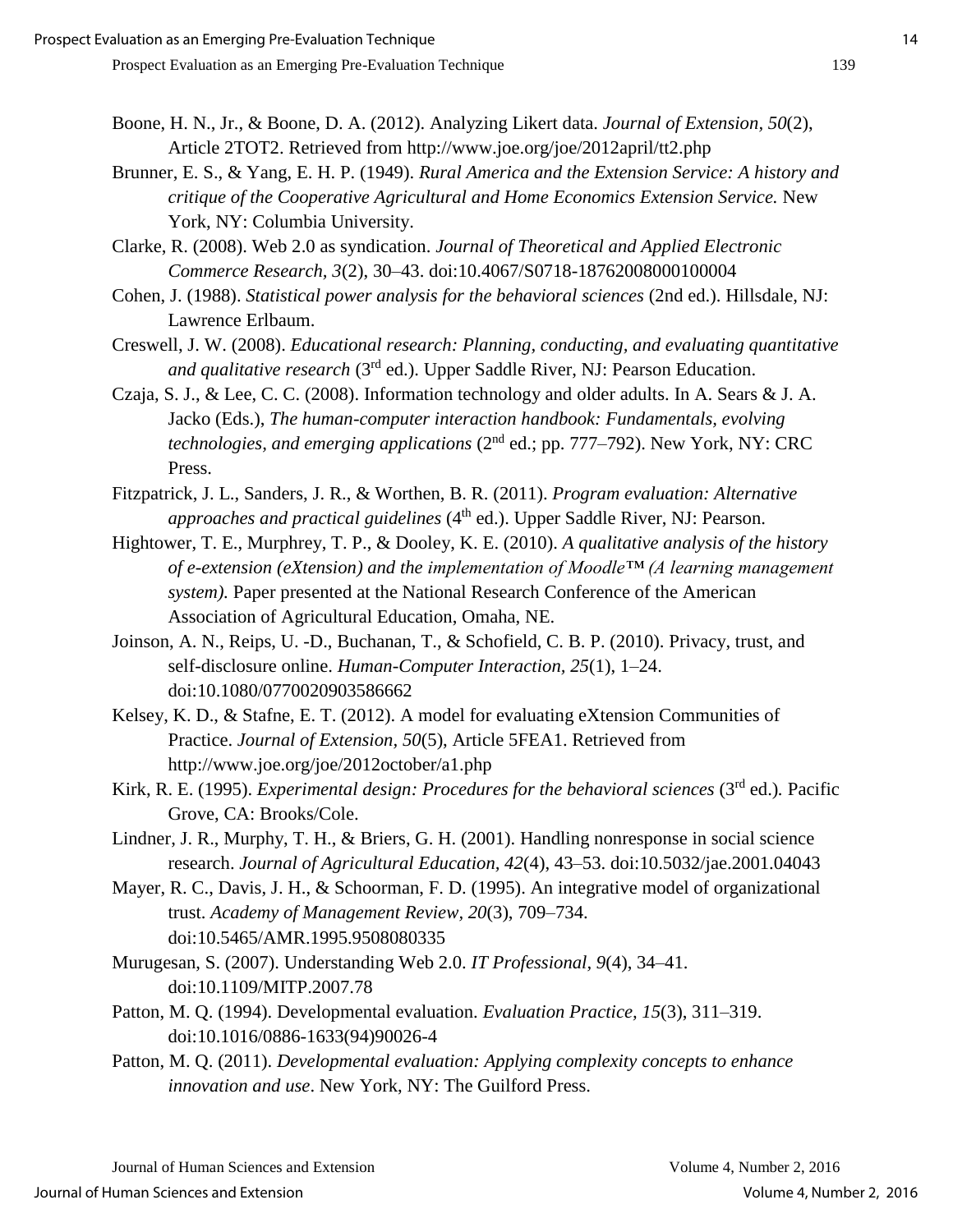Boone, H. N., Jr., & Boone, D. A. (2012). Analyzing Likert data. *Journal of Extension*, *50*(2), Article 2TOT2. Retrieved from http://www.joe.org/joe/2012april/tt2.php

Brunner, E. S., & Yang, E. H. P. (1949). *Rural America and the Extension Service: A history and critique of the Cooperative Agricultural and Home Economics Extension Service.* New York, NY: Columbia University.

Clarke, R. (2008). Web 2.0 as syndication. *Journal of Theoretical and Applied Electronic Commerce Research, 3*(2), 30–43. doi:10.4067/S0718-18762008000100004

Cohen, J. (1988). *Statistical power analysis for the behavioral sciences* (2nd ed.). Hillsdale, NJ: Lawrence Erlbaum.

Creswell, J. W. (2008). *Educational research: Planning, conducting, and evaluating quantitative and qualitative research* (3rd ed.). Upper Saddle River, NJ: Pearson Education.

Czaja, S. J., & Lee, C. C. (2008). Information technology and older adults. In A. Sears & J. A. Jacko (Eds.), *The human-computer interaction handbook: Fundamentals, evolving technologies, and emerging applications* (2nd ed.; pp. 777–792). New York, NY: CRC Press.

Fitzpatrick, J. L., Sanders, J. R., & Worthen, B. R. (2011). *Program evaluation: Alternative approaches and practical guidelines* (4th ed.). Upper Saddle River, NJ: Pearson.

Hightower, T. E., Murphrey, T. P., & Dooley, K. E. (2010). *A qualitative analysis of the history of e-extension (eXtension) and the implementation of Moodle™ (A learning management system).* Paper presented at the National Research Conference of the American Association of Agricultural Education, Omaha, NE.

Joinson, A. N., Reips, U. -D., Buchanan, T., & Schofield, C. B. P. (2010). Privacy, trust, and self-disclosure online. *Human-Computer Interaction, 25*(1), 1–24. doi:10.1080/07370020903586662

Kelsey, K. D., & Stafne, E. T. (2012). A model for evaluating eXtension Communities of Practice. *Journal of Extension*, *50*(5), Article 5FEA1. Retrieved from http://www.joe.org/joe/2012october/a1.php

Kirk, R. E. (1995). *Experimental design: Procedures for the behavioral sciences* (3rd ed.)*.* Pacific Grove, CA: Brooks/Cole.

Lindner, J. R., Murphy, T. H., & Briers, G. H. (2001). Handling nonresponse in social science research. *Journal of Agricultural Education, 42*(4), 43–53. doi:10.5032/jae.2001.04043

Mayer, R. C., Davis, J. H., & Schoorman, F. D. (1995). An integrative model of organizational trust. *Academy of Management Review, 20*(3), 709–734. doi:10.5465/AMR.1995.9508080335

Murugesan, S. (2007). Understanding Web 2.0. *IT Professional, 9*(4), 34–41. doi:10.1109/MITP.2007.78

Patton, M. Q. (1994). Developmental evaluation. *Evaluation Practice, 15*(3), 311–319. doi:10.1016/0886-1633(94)90026-4

Patton, M. Q. (2011). *Developmental evaluation: Applying complexity concepts to enhance innovation and use*. New York, NY: The Guilford Press.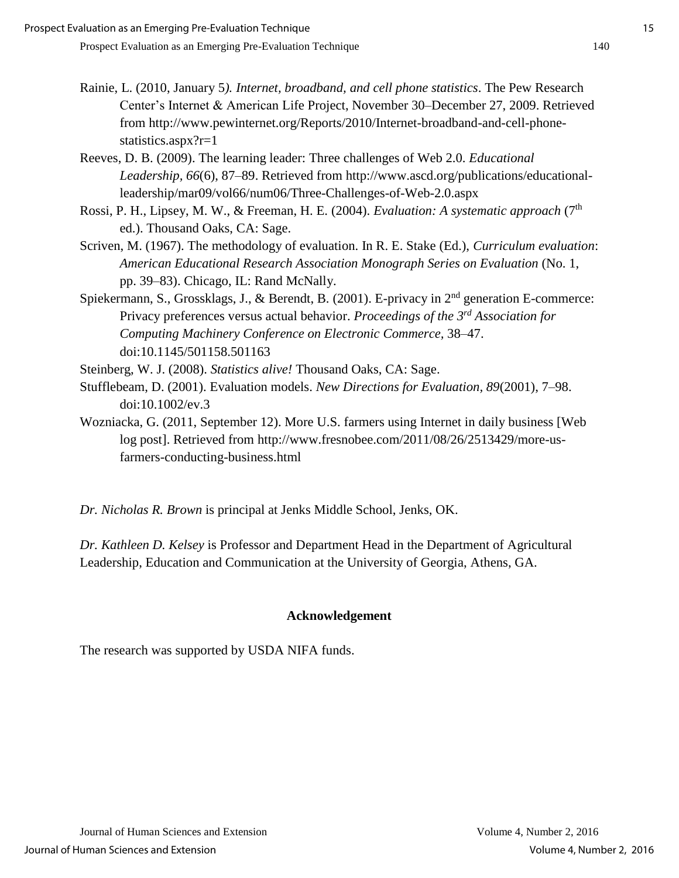Rainie, L. (2010, January 5*). Internet, broadband, and cell phone statistics*. The Pew Research Center's Internet & American Life Project, November 30–December 27, 2009. Retrieved from http://www.pewinternet.org/Reports/2010/Internet-broadband-and-cell-phone-statistics.aspx?r=1

Reeves, D. B. (2009). The learning leader: Three challenges of Web 2.0. *Educational Leadership, 66*(6), 87–89. Retrieved from http://www.ascd.org/publications/educational-leadership/mar09/vol66/num06/Three-Challenges-of-Web-2.0.aspx

Rossi, P. H., Lipsey, M. W., & Freeman, H. E. (2004). *Evaluation: A systematic approach* (7th ed.). Thousand Oaks, CA: Sage.

Scriven, M. (1967). The methodology of evaluation. In R. E. Stake (Ed.), *Curriculum evaluation*: *American Educational Research Association Monograph Series on Evaluation* (No. 1, pp. 39–83). Chicago, IL: Rand McNally.

Spiekermann, S., Grossklags, J., & Berendt, B. (2001). E-privacy in 2nd generation E-commerce: Privacy preferences versus actual behavior. *Proceedings of the 3rd Association for Computing Machinery Conference on Electronic Commerce,* 38–47. doi:10.1145/501158.501163

Steinberg, W. J. (2008). *Statistics alive!* Thousand Oaks, CA: Sage.

Stufflebeam, D. (2001). Evaluation models. *New Directions for Evaluation, 89*(2001), 7–98. doi:10.1002/ev.3

Wozniacka, G. (2011, September 12). More U.S. farmers using Internet in daily business [Web log post]. Retrieved from http://www.fresnobee.com/2011/08/26/2513429/more-us-farmers-conducting-business.html

*Dr. Nicholas R. Brown* is principal at Jenks Middle School, Jenks, OK.

*Dr. Kathleen D. Kelsey* is Professor and Department Head in the Department of Agricultural Leadership, Education and Communication at the University of Georgia, Athens, GA.

## Acknowledgement

The research was supported by USDA NIFA funds.